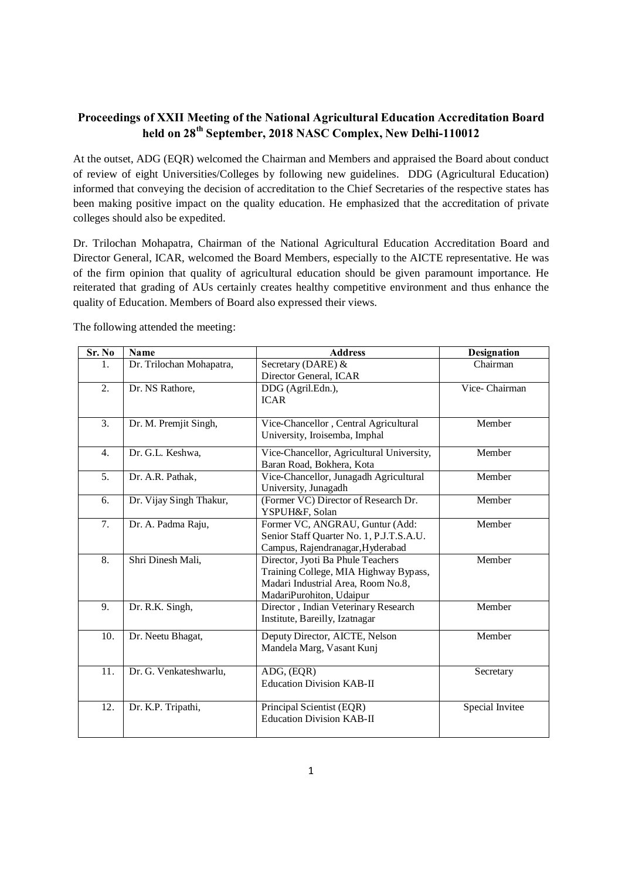# Proceedings of XXII Meeting of the National Agricultural Education Accreditation Board held on 28th September, 2018 NASC Complex, New Delhi-110012

At the outset, ADG (EQR) welcomed the Chairman and Members and appraised the Board about conduct of review of eight Universities/Colleges by following new guidelines. DDG (Agricultural Education) informed that conveying the decision of accreditation to the Chief Secretaries of the respective states has been making positive impact on the quality education. He emphasized that the accreditation of private colleges should also be expedited.

Dr. Trilochan Mohapatra, Chairman of the National Agricultural Education Accreditation Board and Director General, ICAR, welcomed the Board Members, especially to the AICTE representative. He was of the firm opinion that quality of agricultural education should be given paramount importance. He reiterated that grading of AUs certainly creates healthy competitive environment and thus enhance the quality of Education. Members of Board also expressed their views.

The following attended the meeting:

| Sr. No | Name | Address | Designation |
|---|---|---|---|
| 1. | Dr. Trilochan Mohapatra, | Secretary (DARE) & Director General, ICAR | Chairman |
| 2. | Dr. NS Rathore, | DDG (Agril.Edn.), ICAR | Vice- Chairman |
| 3. | Dr. M. Premjit Singh, | Vice-Chancellor , Central Agricultural University, Iroisemba, Imphal | Member |
| 4. | Dr. G.L. Keshwa, | Vice-Chancellor, Agricultural University, Baran Road, Bokhera, Kota | Member |
| 5. | Dr. A.R. Pathak, | Vice-Chancellor, Junagadh Agricultural University, Junagadh | Member |
| 6. | Dr. Vijay Singh Thakur, | (Former VC) Director of Research Dr. YSPUH&F, Solan | Member |
| 7. | Dr. A. Padma Raju, | Former VC, ANGRAU, Guntur (Add: Senior Staff Quarter No. 1, P.J.T.S.A.U. Campus, Rajendranagar,Hyderabad | Member |
| 8. | Shri Dinesh Mali, | Director, Jyoti Ba Phule Teachers Training College, MIA Highway Bypass, Madari Industrial Area, Room No.8, MadariPurohiton, Udaipur | Member |
| 9. | Dr. R.K. Singh, | Director , Indian Veterinary Research Institute, Bareilly, Izatnagar | Member |
| 10. | Dr. Neetu Bhagat, | Deputy Director, AICTE, Nelson Mandela Marg, Vasant Kunj | Member |
| 11. | Dr. G. Venkateshwarlu, | ADG, (EQR) Education Division KAB-II | Secretary |
| 12. | Dr. K.P. Tripathi, | Principal Scientist (EQR) Education Division KAB-II | Special Invitee |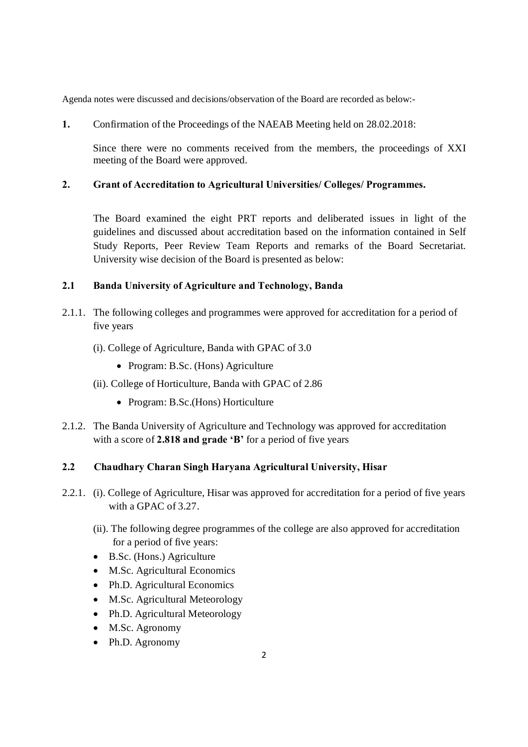Agenda notes were discussed and decisions/observation of the Board are recorded as below:-

**1.** Confirmation of the Proceedings of the NAEAB Meeting held on 28.02.2018:

Since there were no comments received from the members, the proceedings of XXI meeting of the Board were approved.

**2. Grant of Accreditation to Agricultural Universities/ Colleges/ Programmes.**

The Board examined the eight PRT reports and deliberated issues in light of the guidelines and discussed about accreditation based on the information contained in Self Study Reports, Peer Review Team Reports and remarks of the Board Secretariat. University wise decision of the Board is presented as below:

**2.1 Banda University of Agriculture and Technology, Banda**

2.1.1. The following colleges and programmes were approved for accreditation for a period of five years

(i). College of Agriculture, Banda with GPAC of 3.0

- Program: B.Sc. (Hons) Agriculture

(ii). College of Horticulture, Banda with GPAC of 2.86

- Program: B.Sc.(Hons) Horticulture

2.1.2. The Banda University of Agriculture and Technology was approved for accreditation with a score of **2.818 and grade 'B'** for a period of five years

**2.2 Chaudhary Charan Singh Haryana Agricultural University, Hisar**

2.2.1. (i). College of Agriculture, Hisar was approved for accreditation for a period of five years with a GPAC of 3.27.

(ii). The following degree programmes of the college are also approved for accreditation for a period of five years:

- B.Sc. (Hons.) Agriculture
- M.Sc. Agricultural Economics
- Ph.D. Agricultural Economics
- M.Sc. Agricultural Meteorology
- Ph.D. Agricultural Meteorology
- M.Sc. Agronomy
- Ph.D. Agronomy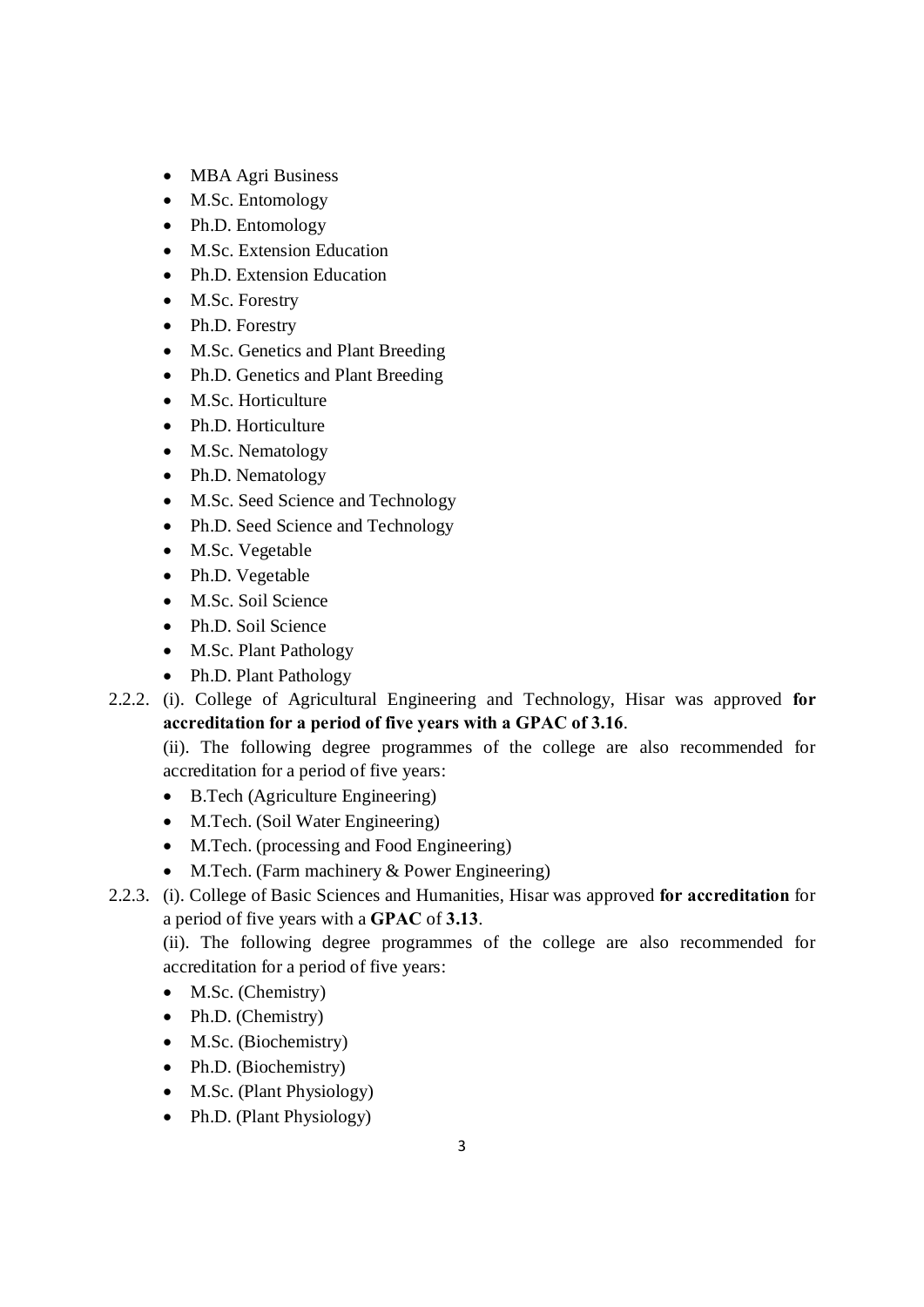- MBA Agri Business
- M.Sc. Entomology
- Ph.D. Entomology
- M.Sc. Extension Education
- Ph.D. Extension Education
- M.Sc. Forestry
- Ph.D. Forestry
- M.Sc. Genetics and Plant Breeding
- Ph.D. Genetics and Plant Breeding
- M.Sc. Horticulture
- Ph.D. Horticulture
- M.Sc. Nematology
- Ph.D. Nematology
- M.Sc. Seed Science and Technology
- Ph.D. Seed Science and Technology
- M.Sc. Vegetable
- Ph.D. Vegetable
- M.Sc. Soil Science
- Ph.D. Soil Science
- M.Sc. Plant Pathology
- Ph.D. Plant Pathology

2.2.2. (i). College of Agricultural Engineering and Technology, Hisar was approved **for accreditation for a period of five years with a GPAC of 3.16**.

(ii). The following degree programmes of the college are also recommended for accreditation for a period of five years:

- B.Tech (Agriculture Engineering)
- M.Tech. (Soil Water Engineering)
- M.Tech. (processing and Food Engineering)
- M.Tech. (Farm machinery & Power Engineering)

2.2.3. (i). College of Basic Sciences and Humanities, Hisar was approved **for accreditation** for a period of five years with a **GPAC** of **3.13**.

(ii). The following degree programmes of the college are also recommended for accreditation for a period of five years:

- M.Sc. (Chemistry)
- Ph.D. (Chemistry)
- M.Sc. (Biochemistry)
- Ph.D. (Biochemistry)
- M.Sc. (Plant Physiology)
- Ph.D. (Plant Physiology)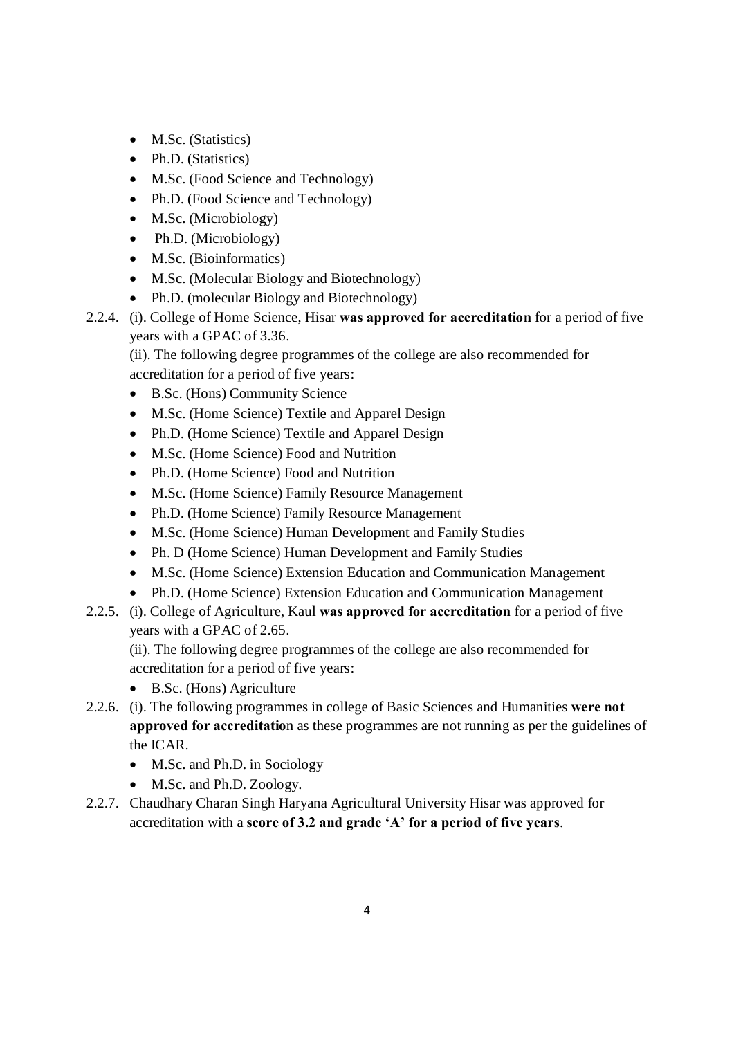- M.Sc. (Statistics)
- Ph.D. (Statistics)
- M.Sc. (Food Science and Technology)
- Ph.D. (Food Science and Technology)
- M.Sc. (Microbiology)
- Ph.D. (Microbiology)
- M.Sc. (Bioinformatics)
- M.Sc. (Molecular Biology and Biotechnology)
- Ph.D. (molecular Biology and Biotechnology)

2.2.4. (i). College of Home Science, Hisar **was approved for accreditation** for a period of five years with a GPAC of 3.36.

(ii). The following degree programmes of the college are also recommended for accreditation for a period of five years:

- B.Sc. (Hons) Community Science
- M.Sc. (Home Science) Textile and Apparel Design
- Ph.D. (Home Science) Textile and Apparel Design
- M.Sc. (Home Science) Food and Nutrition
- Ph.D. (Home Science) Food and Nutrition
- M.Sc. (Home Science) Family Resource Management
- Ph.D. (Home Science) Family Resource Management
- M.Sc. (Home Science) Human Development and Family Studies
- Ph. D (Home Science) Human Development and Family Studies
- M.Sc. (Home Science) Extension Education and Communication Management
- Ph.D. (Home Science) Extension Education and Communication Management

2.2.5. (i). College of Agriculture, Kaul **was approved for accreditation** for a period of five years with a GPAC of 2.65.

(ii). The following degree programmes of the college are also recommended for accreditation for a period of five years:

- B.Sc. (Hons) Agriculture

2.2.6. (i). The following programmes in college of Basic Sciences and Humanities **were not approved for accreditatio**n as these programmes are not running as per the guidelines of the ICAR.

- M.Sc. and Ph.D. in Sociology
- M.Sc. and Ph.D. Zoology.

2.2.7. Chaudhary Charan Singh Haryana Agricultural University Hisar was approved for accreditation with a **score of 3.2 and grade 'A' for a period of five years**.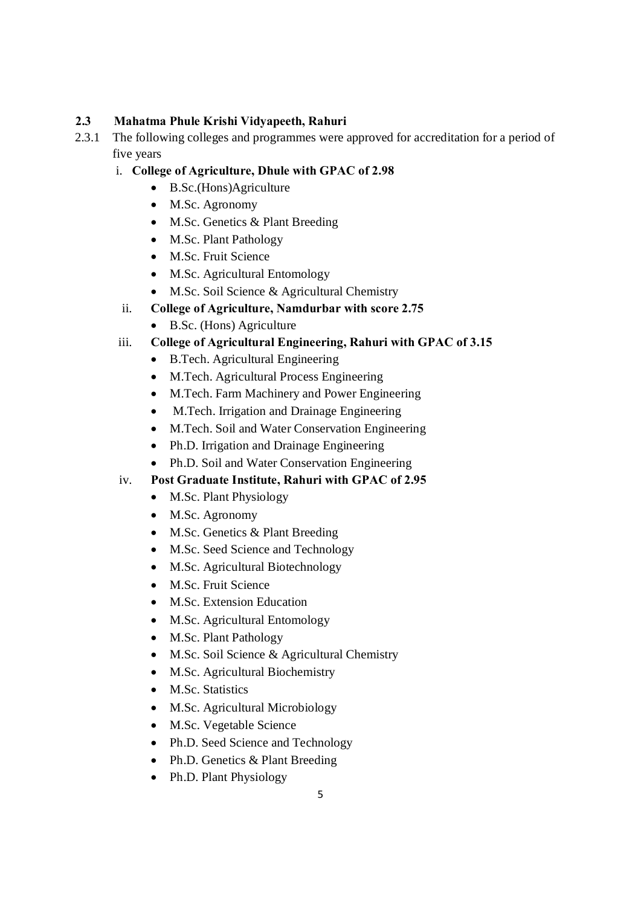### 2.3 Mahatma Phule Krishi Vidyapeeth, Rahuri

2.3.1 The following colleges and programmes were approved for accreditation for a period of five years

i. **College of Agriculture, Dhule with GPAC of 2.98**
   - B.Sc.(Hons)Agriculture
   - M.Sc. Agronomy
   - M.Sc. Genetics & Plant Breeding
   - M.Sc. Plant Pathology
   - M.Sc. Fruit Science
   - M.Sc. Agricultural Entomology
   - M.Sc. Soil Science & Agricultural Chemistry

ii. **College of Agriculture, Namdurbar with score 2.75**
   - B.Sc. (Hons) Agriculture

iii. **College of Agricultural Engineering, Rahuri with GPAC of 3.15**
   - B.Tech. Agricultural Engineering
   - M.Tech. Agricultural Process Engineering
   - M.Tech. Farm Machinery and Power Engineering
   - M.Tech. Irrigation and Drainage Engineering
   - M.Tech. Soil and Water Conservation Engineering
   - Ph.D. Irrigation and Drainage Engineering
   - Ph.D. Soil and Water Conservation Engineering

iv. **Post Graduate Institute, Rahuri with GPAC of 2.95**
   - M.Sc. Plant Physiology
   - M.Sc. Agronomy
   - M.Sc. Genetics & Plant Breeding
   - M.Sc. Seed Science and Technology
   - M.Sc. Agricultural Biotechnology
   - M.Sc. Fruit Science
   - M.Sc. Extension Education
   - M.Sc. Agricultural Entomology
   - M.Sc. Plant Pathology
   - M.Sc. Soil Science & Agricultural Chemistry
   - M.Sc. Agricultural Biochemistry
   - M.Sc. Statistics
   - M.Sc. Agricultural Microbiology
   - M.Sc. Vegetable Science
   - Ph.D. Seed Science and Technology
   - Ph.D. Genetics & Plant Breeding
   - Ph.D. Plant Physiology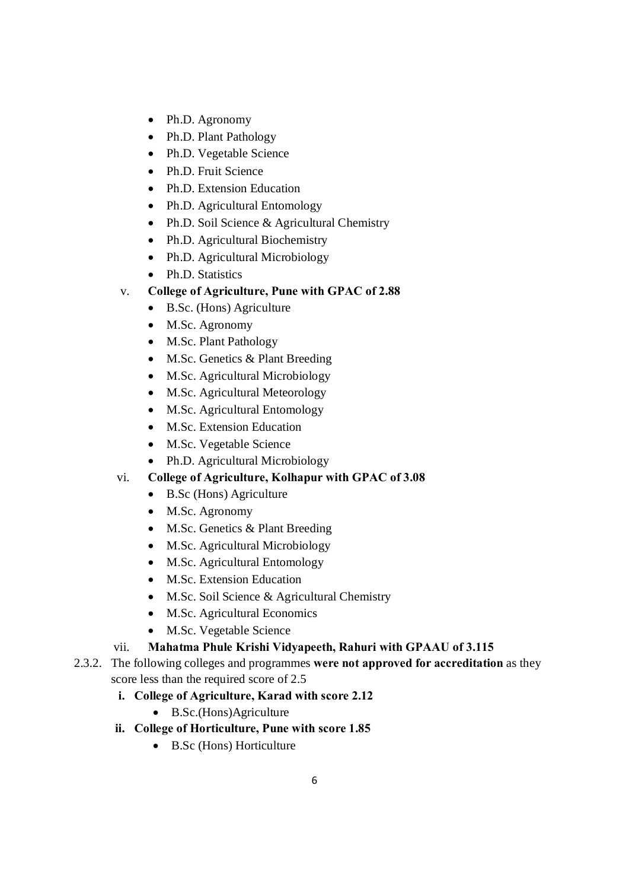- Ph.D. Agronomy
- Ph.D. Plant Pathology
- Ph.D. Vegetable Science
- Ph.D. Fruit Science
- Ph.D. Extension Education
- Ph.D. Agricultural Entomology
- Ph.D. Soil Science & Agricultural Chemistry
- Ph.D. Agricultural Biochemistry
- Ph.D. Agricultural Microbiology
- Ph.D. Statistics

v. **College of Agriculture, Pune with GPAC of 2.88**

- B.Sc. (Hons) Agriculture
- M.Sc. Agronomy
- M.Sc. Plant Pathology
- M.Sc. Genetics & Plant Breeding
- M.Sc. Agricultural Microbiology
- M.Sc. Agricultural Meteorology
- M.Sc. Agricultural Entomology
- M.Sc. Extension Education
- M.Sc. Vegetable Science
- Ph.D. Agricultural Microbiology

vi. **College of Agriculture, Kolhapur with GPAC of 3.08**

- B.Sc (Hons) Agriculture
- M.Sc. Agronomy
- M.Sc. Genetics & Plant Breeding
- M.Sc. Agricultural Microbiology
- M.Sc. Agricultural Entomology
- M.Sc. Extension Education
- M.Sc. Soil Science & Agricultural Chemistry
- M.Sc. Agricultural Economics
- M.Sc. Vegetable Science

vii. **Mahatma Phule Krishi Vidyapeeth, Rahuri with GPAAU of 3.115**

2.3.2. The following colleges and programmes **were not approved for accreditation** as they score less than the required score of 2.5

**i. College of Agriculture, Karad with score 2.12**

- B.Sc.(Hons)Agriculture

**ii. College of Horticulture, Pune with score 1.85**

- B.Sc (Hons) Horticulture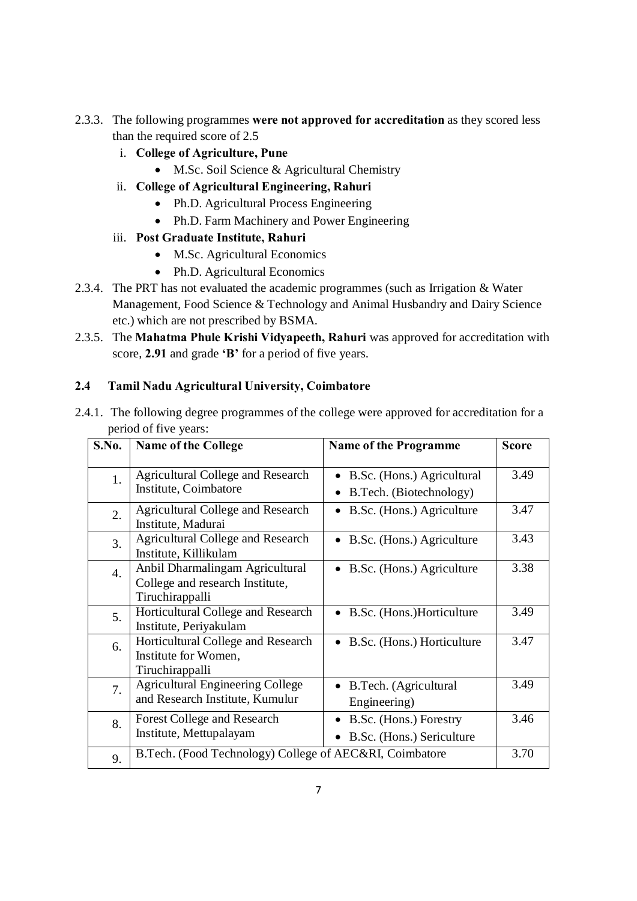2.3.3. The following programmes **were not approved for accreditation** as they scored less than the required score of 2.5

i. **College of Agriculture, Pune**
   - M.Sc. Soil Science & Agricultural Chemistry

ii. **College of Agricultural Engineering, Rahuri**
   - Ph.D. Agricultural Process Engineering
   - Ph.D. Farm Machinery and Power Engineering

iii. **Post Graduate Institute, Rahuri**
   - M.Sc. Agricultural Economics
   - Ph.D. Agricultural Economics

2.3.4. The PRT has not evaluated the academic programmes (such as Irrigation & Water Management, Food Science & Technology and Animal Husbandry and Dairy Science etc.) which are not prescribed by BSMA.

2.3.5. The **Mahatma Phule Krishi Vidyapeeth, Rahuri** was approved for accreditation with score, **2.91** and grade **'B'** for a period of five years.

### 2.4 Tamil Nadu Agricultural University, Coimbatore

2.4.1. The following degree programmes of the college were approved for accreditation for a period of five years:

| S.No. | Name of the College | Name of the Programme | Score |
|---|---|---|---|
| 1. | Agricultural College and Research Institute, Coimbatore | • B.Sc. (Hons.) Agricultural<br>• B.Tech. (Biotechnology) | 3.49 |
| 2. | Agricultural College and Research Institute, Madurai | • B.Sc. (Hons.) Agriculture | 3.47 |
| 3. | Agricultural College and Research Institute, Killikulam | • B.Sc. (Hons.) Agriculture | 3.43 |
| 4. | Anbil Dharmalingam Agricultural College and research Institute, Tiruchirappalli | • B.Sc. (Hons.) Agriculture | 3.38 |
| 5. | Horticultural College and Research Institute, Periyakulam | • B.Sc. (Hons.)Horticulture | 3.49 |
| 6. | Horticultural College and Research Institute for Women, Tiruchirappalli | • B.Sc. (Hons.) Horticulture | 3.47 |
| 7. | Agricultural Engineering College and Research Institute, Kumulur | • B.Tech. (Agricultural Engineering) | 3.49 |
| 8. | Forest College and Research Institute, Mettupalayam | • B.Sc. (Hons.) Forestry<br>• B.Sc. (Hons.) Sericulture | 3.46 |
| 9. | B.Tech. (Food Technology) College of AEC&RI, Coimbatore | | 3.70 |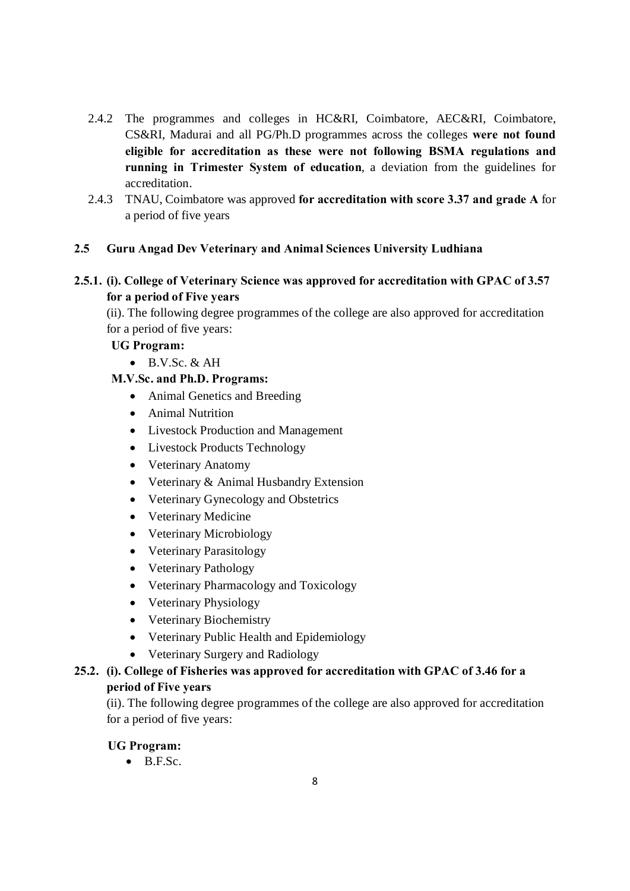2.4.2 The programmes and colleges in HC&RI, Coimbatore, AEC&RI, Coimbatore, CS&RI, Madurai and all PG/Ph.D programmes across the colleges **were not found eligible for accreditation as these were not following BSMA regulations and running in Trimester System of education**, a deviation from the guidelines for accreditation.

2.4.3 TNAU, Coimbatore was approved **for accreditation with score 3.37 and grade A** for a period of five years

**2.5 Guru Angad Dev Veterinary and Animal Sciences University Ludhiana**

**2.5.1. (i). College of Veterinary Science was approved for accreditation with GPAC of 3.57 for a period of Five years**

(ii). The following degree programmes of the college are also approved for accreditation for a period of five years:

**UG Program:**

- B.V.Sc. & AH

**M.V.Sc. and Ph.D. Programs:**

- Animal Genetics and Breeding
- Animal Nutrition
- Livestock Production and Management
- Livestock Products Technology
- Veterinary Anatomy
- Veterinary & Animal Husbandry Extension
- Veterinary Gynecology and Obstetrics
- Veterinary Medicine
- Veterinary Microbiology
- Veterinary Parasitology
- Veterinary Pathology
- Veterinary Pharmacology and Toxicology
- Veterinary Physiology
- Veterinary Biochemistry
- Veterinary Public Health and Epidemiology
- Veterinary Surgery and Radiology

**25.2. (i). College of Fisheries was approved for accreditation with GPAC of 3.46 for a period of Five years**

(ii). The following degree programmes of the college are also approved for accreditation for a period of five years:

**UG Program:**

- B.F.Sc.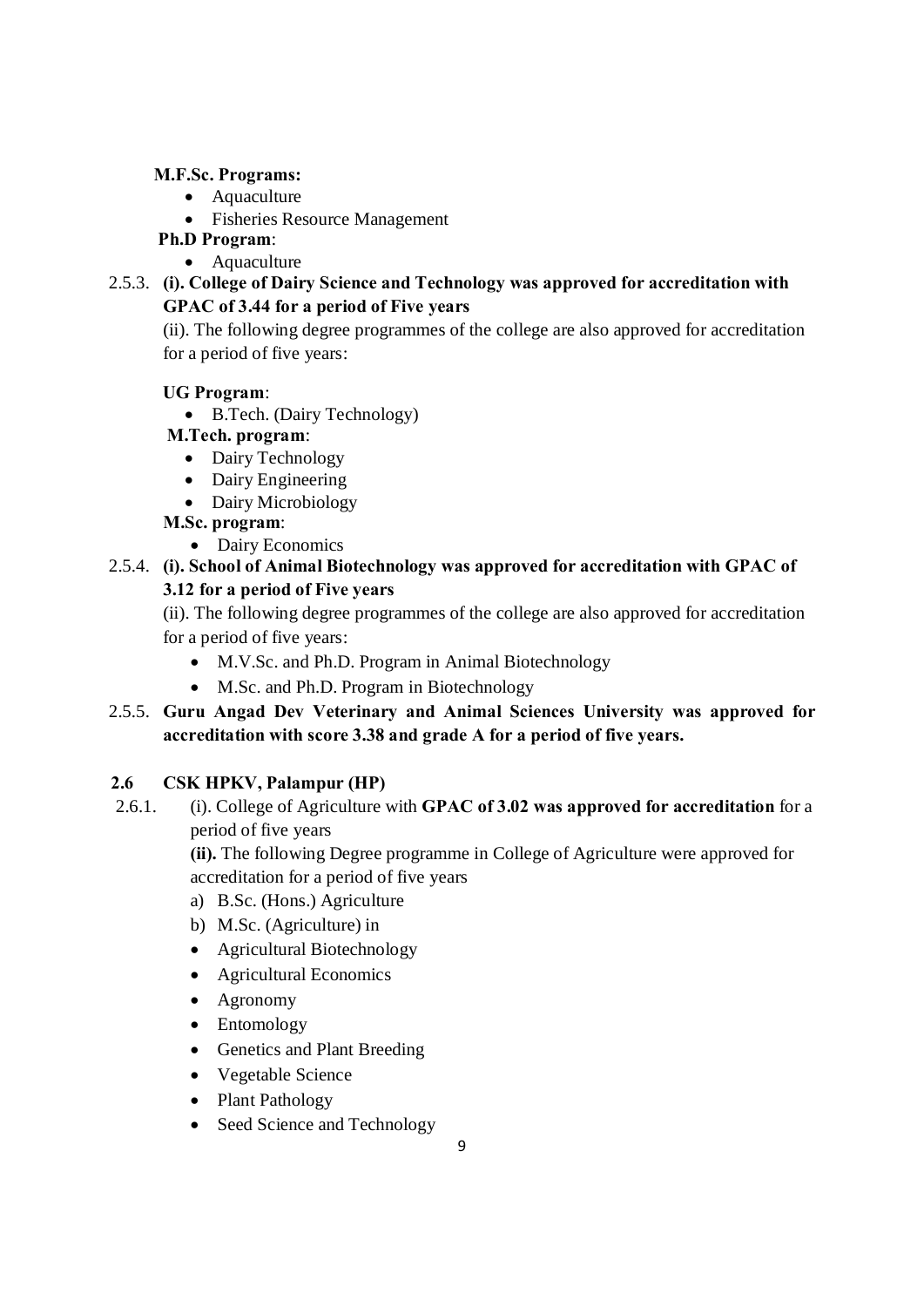**M.F.Sc. Programs:**

- Aquaculture
- Fisheries Resource Management

**Ph.D Program**:

- Aquaculture

2.5.3. **(i). College of Dairy Science and Technology was approved for accreditation with GPAC of 3.44 for a period of Five years**

(ii). The following degree programmes of the college are also approved for accreditation for a period of five years:

**UG Program**:

- B.Tech. (Dairy Technology)

**M.Tech. program**:

- Dairy Technology
- Dairy Engineering
- Dairy Microbiology

**M.Sc. program**:

- Dairy Economics

2.5.4. **(i). School of Animal Biotechnology was approved for accreditation with GPAC of 3.12 for a period of Five years**

(ii). The following degree programmes of the college are also approved for accreditation for a period of five years:

- M.V.Sc. and Ph.D. Program in Animal Biotechnology
- M.Sc. and Ph.D. Program in Biotechnology

2.5.5. **Guru Angad Dev Veterinary and Animal Sciences University was approved for accreditation with score 3.38 and grade A for a period of five years.**

## 2.6 CSK HPKV, Palampur (HP)

2.6.1. (i). College of Agriculture with **GPAC of 3.02 was approved for accreditation** for a period of five years

**(ii).** The following Degree programme in College of Agriculture were approved for accreditation for a period of five years

a) B.Sc. (Hons.) Agriculture

b) M.Sc. (Agriculture) in

- Agricultural Biotechnology
- Agricultural Economics
- Agronomy
- Entomology
- Genetics and Plant Breeding
- Vegetable Science
- Plant Pathology
- Seed Science and Technology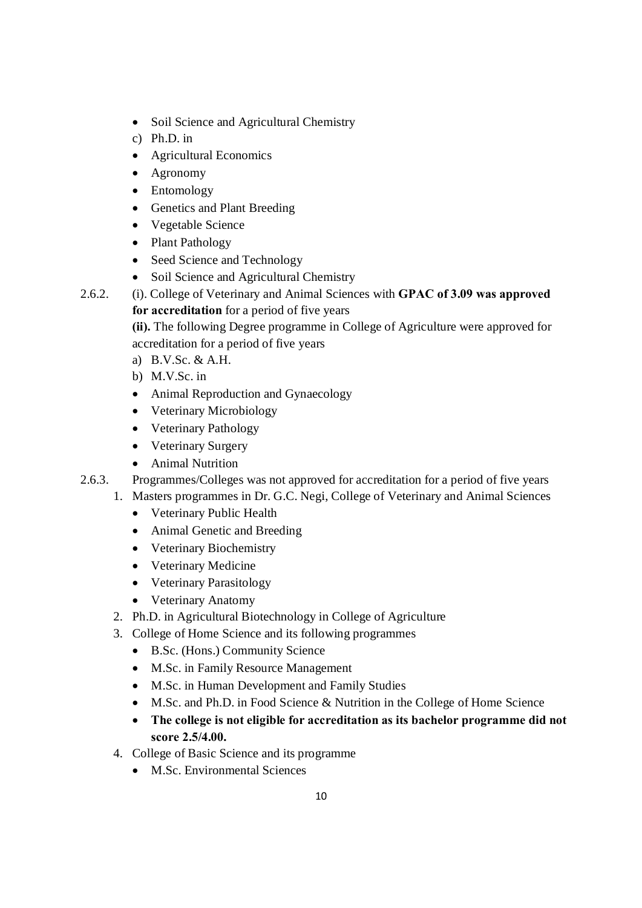- Soil Science and Agricultural Chemistry

c) Ph.D. in

- Agricultural Economics
- Agronomy
- Entomology
- Genetics and Plant Breeding
- Vegetable Science
- Plant Pathology
- Seed Science and Technology
- Soil Science and Agricultural Chemistry

2.6.2. (i). College of Veterinary and Animal Sciences with **GPAC of 3.09 was approved for accreditation** for a period of five years

**(ii).** The following Degree programme in College of Agriculture were approved for accreditation for a period of five years

a) B.V.Sc. & A.H.

b) M.V.Sc. in

- Animal Reproduction and Gynaecology
- Veterinary Microbiology
- Veterinary Pathology
- Veterinary Surgery
- Animal Nutrition

2.6.3. Programmes/Colleges was not approved for accreditation for a period of five years

1. Masters programmes in Dr. G.C. Negi, College of Veterinary and Animal Sciences
   - Veterinary Public Health
   - Animal Genetic and Breeding
   - Veterinary Biochemistry
   - Veterinary Medicine
   - Veterinary Parasitology
   - Veterinary Anatomy
2. Ph.D. in Agricultural Biotechnology in College of Agriculture
3. College of Home Science and its following programmes
   - B.Sc. (Hons.) Community Science
   - M.Sc. in Family Resource Management
   - M.Sc. in Human Development and Family Studies
   - M.Sc. and Ph.D. in Food Science & Nutrition in the College of Home Science
   - **The college is not eligible for accreditation as its bachelor programme did not score 2.5/4.00.**
4. College of Basic Science and its programme
   - M.Sc. Environmental Sciences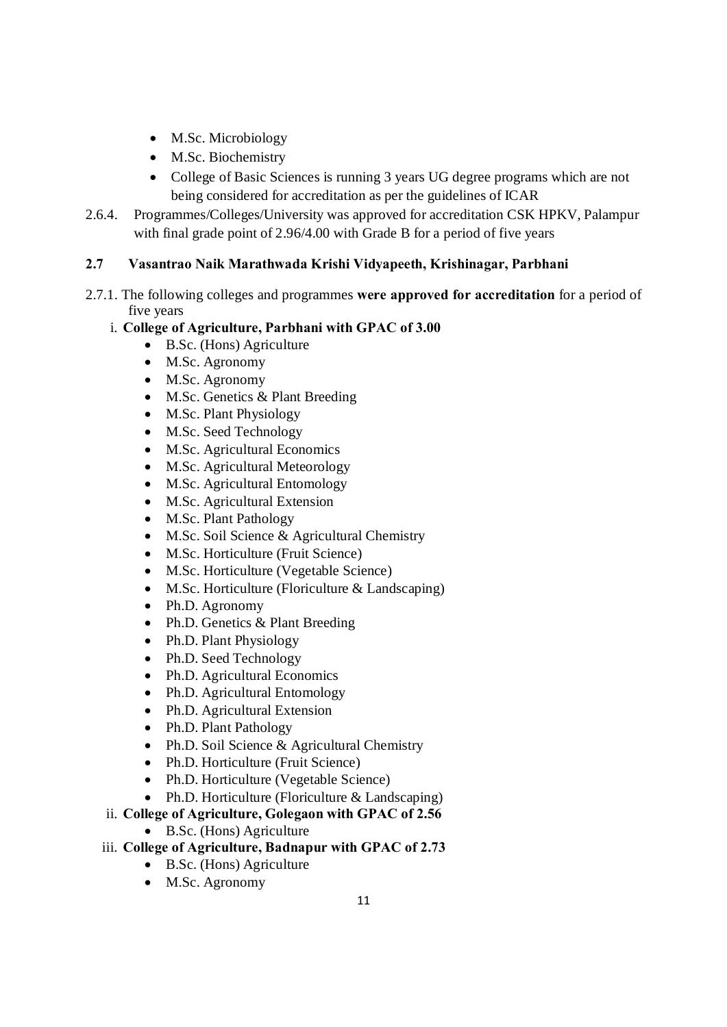- M.Sc. Microbiology
- M.Sc. Biochemistry
- College of Basic Sciences is running 3 years UG degree programs which are not being considered for accreditation as per the guidelines of ICAR

2.6.4. Programmes/Colleges/University was approved for accreditation CSK HPKV, Palampur with final grade point of 2.96/4.00 with Grade B for a period of five years

## 2.7 Vasantrao Naik Marathwada Krishi Vidyapeeth, Krishinagar, Parbhani

2.7.1. The following colleges and programmes **were approved for accreditation** for a period of five years

i. **College of Agriculture, Parbhani with GPAC of 3.00**
   - B.Sc. (Hons) Agriculture
   - M.Sc. Agronomy
   - M.Sc. Agronomy
   - M.Sc. Genetics & Plant Breeding
   - M.Sc. Plant Physiology
   - M.Sc. Seed Technology
   - M.Sc. Agricultural Economics
   - M.Sc. Agricultural Meteorology
   - M.Sc. Agricultural Entomology
   - M.Sc. Agricultural Extension
   - M.Sc. Plant Pathology
   - M.Sc. Soil Science & Agricultural Chemistry
   - M.Sc. Horticulture (Fruit Science)
   - M.Sc. Horticulture (Vegetable Science)
   - M.Sc. Horticulture (Floriculture & Landscaping)
   - Ph.D. Agronomy
   - Ph.D. Genetics & Plant Breeding
   - Ph.D. Plant Physiology
   - Ph.D. Seed Technology
   - Ph.D. Agricultural Economics
   - Ph.D. Agricultural Entomology
   - Ph.D. Agricultural Extension
   - Ph.D. Plant Pathology
   - Ph.D. Soil Science & Agricultural Chemistry
   - Ph.D. Horticulture (Fruit Science)
   - Ph.D. Horticulture (Vegetable Science)
   - Ph.D. Horticulture (Floriculture & Landscaping)

ii. **College of Agriculture, Golegaon with GPAC of 2.56**
   - B.Sc. (Hons) Agriculture

iii. **College of Agriculture, Badnapur with GPAC of 2.73**
   - B.Sc. (Hons) Agriculture
   - M.Sc. Agronomy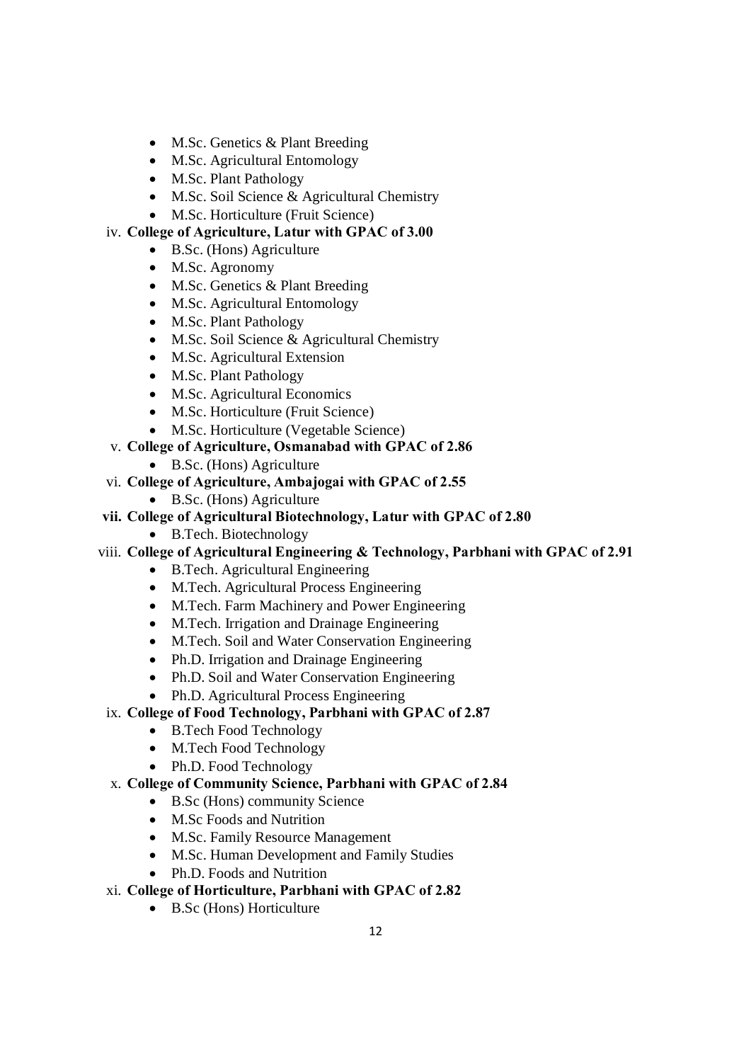- M.Sc. Genetics & Plant Breeding
- M.Sc. Agricultural Entomology
- M.Sc. Plant Pathology
- M.Sc. Soil Science & Agricultural Chemistry
- M.Sc. Horticulture (Fruit Science)

iv. **College of Agriculture, Latur with GPAC of 3.00**

- B.Sc. (Hons) Agriculture
- M.Sc. Agronomy
- M.Sc. Genetics & Plant Breeding
- M.Sc. Agricultural Entomology
- M.Sc. Plant Pathology
- M.Sc. Soil Science & Agricultural Chemistry
- M.Sc. Agricultural Extension
- M.Sc. Plant Pathology
- M.Sc. Agricultural Economics
- M.Sc. Horticulture (Fruit Science)
- M.Sc. Horticulture (Vegetable Science)

v. **College of Agriculture, Osmanabad with GPAC of 2.86**

- B.Sc. (Hons) Agriculture

vi. **College of Agriculture, Ambajogai with GPAC of 2.55**

- B.Sc. (Hons) Agriculture

vii. **College of Agricultural Biotechnology, Latur with GPAC of 2.80**

- B.Tech. Biotechnology

viii. **College of Agricultural Engineering & Technology, Parbhani with GPAC of 2.91**

- B.Tech. Agricultural Engineering
- M.Tech. Agricultural Process Engineering
- M.Tech. Farm Machinery and Power Engineering
- M.Tech. Irrigation and Drainage Engineering
- M.Tech. Soil and Water Conservation Engineering
- Ph.D. Irrigation and Drainage Engineering
- Ph.D. Soil and Water Conservation Engineering
- Ph.D. Agricultural Process Engineering

ix. **College of Food Technology, Parbhani with GPAC of 2.87**

- B.Tech Food Technology
- M.Tech Food Technology
- Ph.D. Food Technology

x. **College of Community Science, Parbhani with GPAC of 2.84**

- B.Sc (Hons) community Science
- M.Sc Foods and Nutrition
- M.Sc. Family Resource Management
- M.Sc. Human Development and Family Studies
- Ph.D. Foods and Nutrition

xi. **College of Horticulture, Parbhani with GPAC of 2.82**

- B.Sc (Hons) Horticulture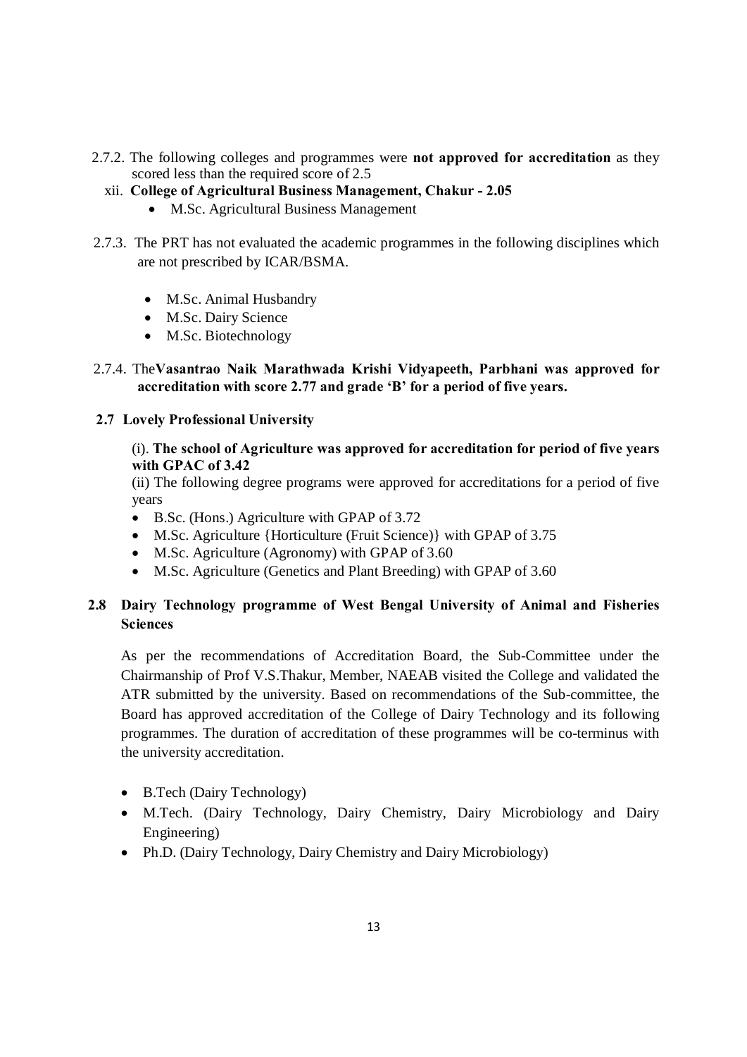2.7.2. The following colleges and programmes were **not approved for accreditation** as they scored less than the required score of 2.5

xii. **College of Agricultural Business Management, Chakur - 2.05**

- M.Sc. Agricultural Business Management

2.7.3. The PRT has not evaluated the academic programmes in the following disciplines which are not prescribed by ICAR/BSMA.

- M.Sc. Animal Husbandry
- M.Sc. Dairy Science
- M.Sc. Biotechnology

2.7.4. The**Vasantrao Naik Marathwada Krishi Vidyapeeth, Parbhani was approved for accreditation with score 2.77 and grade 'B' for a period of five years.**

### 2.7 Lovely Professional University

(i). **The school of Agriculture was approved for accreditation for period of five years with GPAC of 3.42**

(ii) The following degree programs were approved for accreditations for a period of five years

- B.Sc. (Hons.) Agriculture with GPAP of 3.72
- M.Sc. Agriculture {Horticulture (Fruit Science)} with GPAP of 3.75
- M.Sc. Agriculture (Agronomy) with GPAP of 3.60
- M.Sc. Agriculture (Genetics and Plant Breeding) with GPAP of 3.60

### 2.8 Dairy Technology programme of West Bengal University of Animal and Fisheries Sciences

As per the recommendations of Accreditation Board, the Sub-Committee under the Chairmanship of Prof V.S.Thakur, Member, NAEAB visited the College and validated the ATR submitted by the university. Based on recommendations of the Sub-committee, the Board has approved accreditation of the College of Dairy Technology and its following programmes. The duration of accreditation of these programmes will be co-terminus with the university accreditation.

- B.Tech (Dairy Technology)
- M.Tech. (Dairy Technology, Dairy Chemistry, Dairy Microbiology and Dairy Engineering)
- Ph.D. (Dairy Technology, Dairy Chemistry and Dairy Microbiology)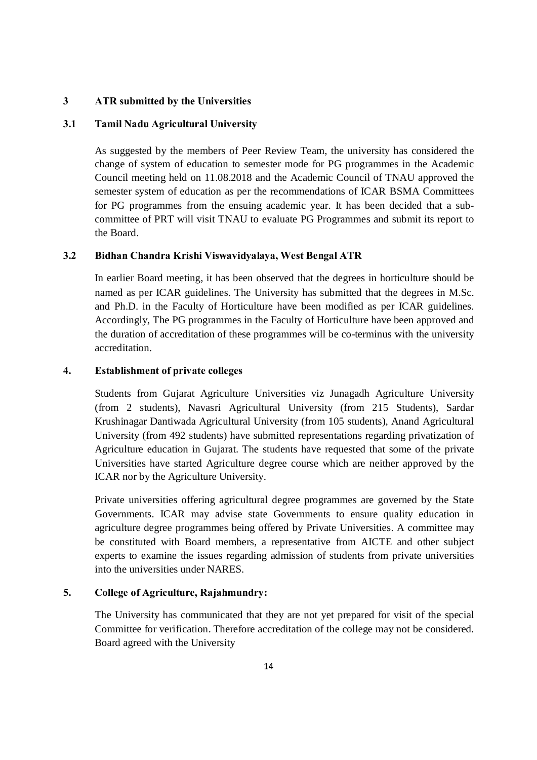### 3 ATR submitted by the Universities

### 3.1 Tamil Nadu Agricultural University

As suggested by the members of Peer Review Team, the university has considered the change of system of education to semester mode for PG programmes in the Academic Council meeting held on 11.08.2018 and the Academic Council of TNAU approved the semester system of education as per the recommendations of ICAR BSMA Committees for PG programmes from the ensuing academic year. It has been decided that a sub-committee of PRT will visit TNAU to evaluate PG Programmes and submit its report to the Board.

### 3.2 Bidhan Chandra Krishi Viswavidyalaya, West Bengal ATR

In earlier Board meeting, it has been observed that the degrees in horticulture should be named as per ICAR guidelines. The University has submitted that the degrees in M.Sc. and Ph.D. in the Faculty of Horticulture have been modified as per ICAR guidelines. Accordingly, The PG programmes in the Faculty of Horticulture have been approved and the duration of accreditation of these programmes will be co-terminus with the university accreditation.

### 4. Establishment of private colleges

Students from Gujarat Agriculture Universities viz Junagadh Agriculture University (from 2 students), Navasri Agricultural University (from 215 Students), Sardar Krushinagar Dantiwada Agricultural University (from 105 students), Anand Agricultural University (from 492 students) have submitted representations regarding privatization of Agriculture education in Gujarat. The students have requested that some of the private Universities have started Agriculture degree course which are neither approved by the ICAR nor by the Agriculture University.

Private universities offering agricultural degree programmes are governed by the State Governments. ICAR may advise state Governments to ensure quality education in agriculture degree programmes being offered by Private Universities. A committee may be constituted with Board members, a representative from AICTE and other subject experts to examine the issues regarding admission of students from private universities into the universities under NARES.

### 5. College of Agriculture, Rajahmundry:

The University has communicated that they are not yet prepared for visit of the special Committee for verification. Therefore accreditation of the college may not be considered. Board agreed with the University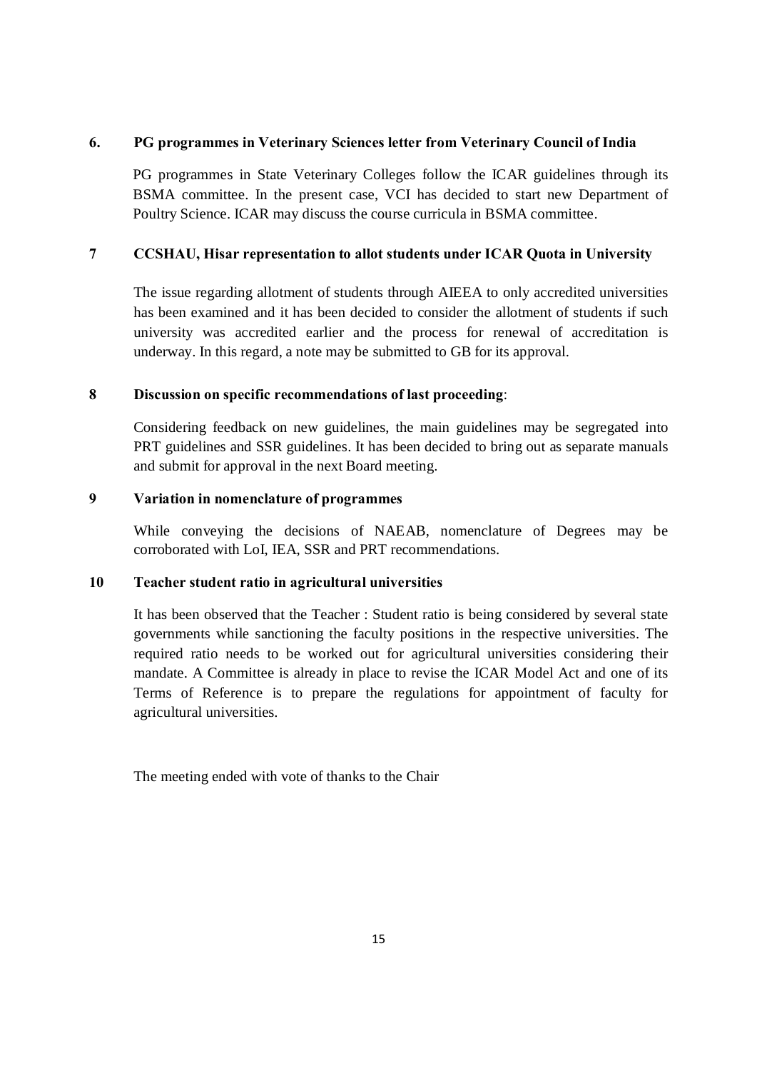**6. PG programmes in Veterinary Sciences letter from Veterinary Council of India**

PG programmes in State Veterinary Colleges follow the ICAR guidelines through its BSMA committee. In the present case, VCI has decided to start new Department of Poultry Science. ICAR may discuss the course curricula in BSMA committee.

**7 CCSHAU, Hisar representation to allot students under ICAR Quota in University**

The issue regarding allotment of students through AIEEA to only accredited universities has been examined and it has been decided to consider the allotment of students if such university was accredited earlier and the process for renewal of accreditation is underway. In this regard, a note may be submitted to GB for its approval.

**8 Discussion on specific recommendations of last proceeding**:

Considering feedback on new guidelines, the main guidelines may be segregated into PRT guidelines and SSR guidelines. It has been decided to bring out as separate manuals and submit for approval in the next Board meeting.

**9 Variation in nomenclature of programmes**

While conveying the decisions of NAEAB, nomenclature of Degrees may be corroborated with LoI, IEA, SSR and PRT recommendations.

**10 Teacher student ratio in agricultural universities**

It has been observed that the Teacher : Student ratio is being considered by several state governments while sanctioning the faculty positions in the respective universities. The required ratio needs to be worked out for agricultural universities considering their mandate. A Committee is already in place to revise the ICAR Model Act and one of its Terms of Reference is to prepare the regulations for appointment of faculty for agricultural universities.

The meeting ended with vote of thanks to the Chair